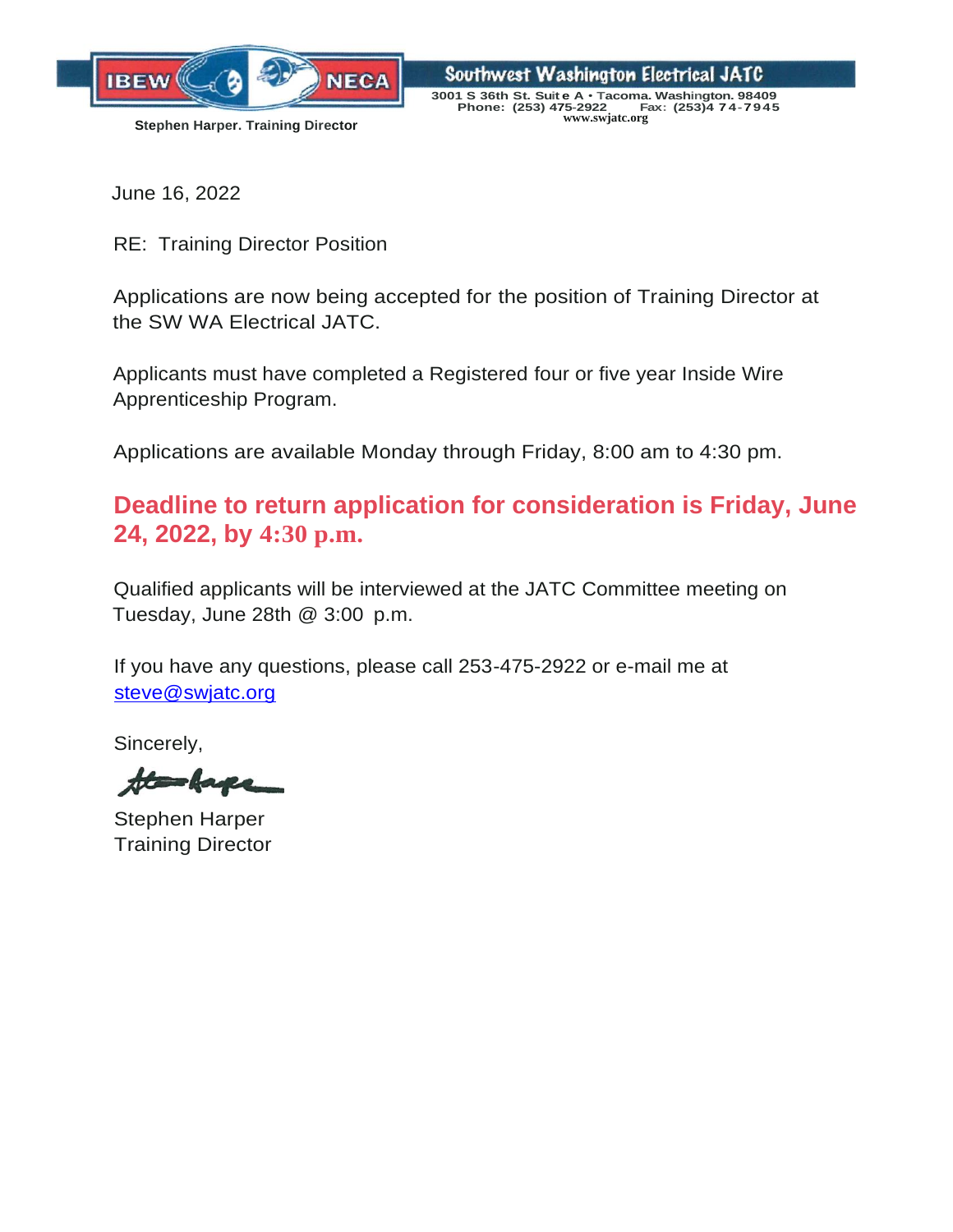IBEW NECA

**Southwest Washington Electrical JATC**

3001 S 36th St. Suite A • Tacoma. Washington. 98409
Phone: (253) 475-2922 Fax: (253)474-7945
www.swjatc.org

**Stephen Harper. Training Director**

June 16, 2022

RE: Training Director Position

Applications are now being accepted for the position of Training Director at the SW WA Electrical JATC.

Applicants must have completed a Registered four or five year Inside Wire Apprenticeship Program.

Applications are available Monday through Friday, 8:00 am to 4:30 pm.

**Deadline to return application for consideration is Friday, June 24, 2022, by 4:30 p.m.**

Qualified applicants will be interviewed at the JATC Committee meeting on Tuesday, June 28th @ 3:00 p.m.

If you have any questions, please call 253-475-2922 or e-mail me at steve@swjatc.org

Sincerely,

Stephen Harper
Training Director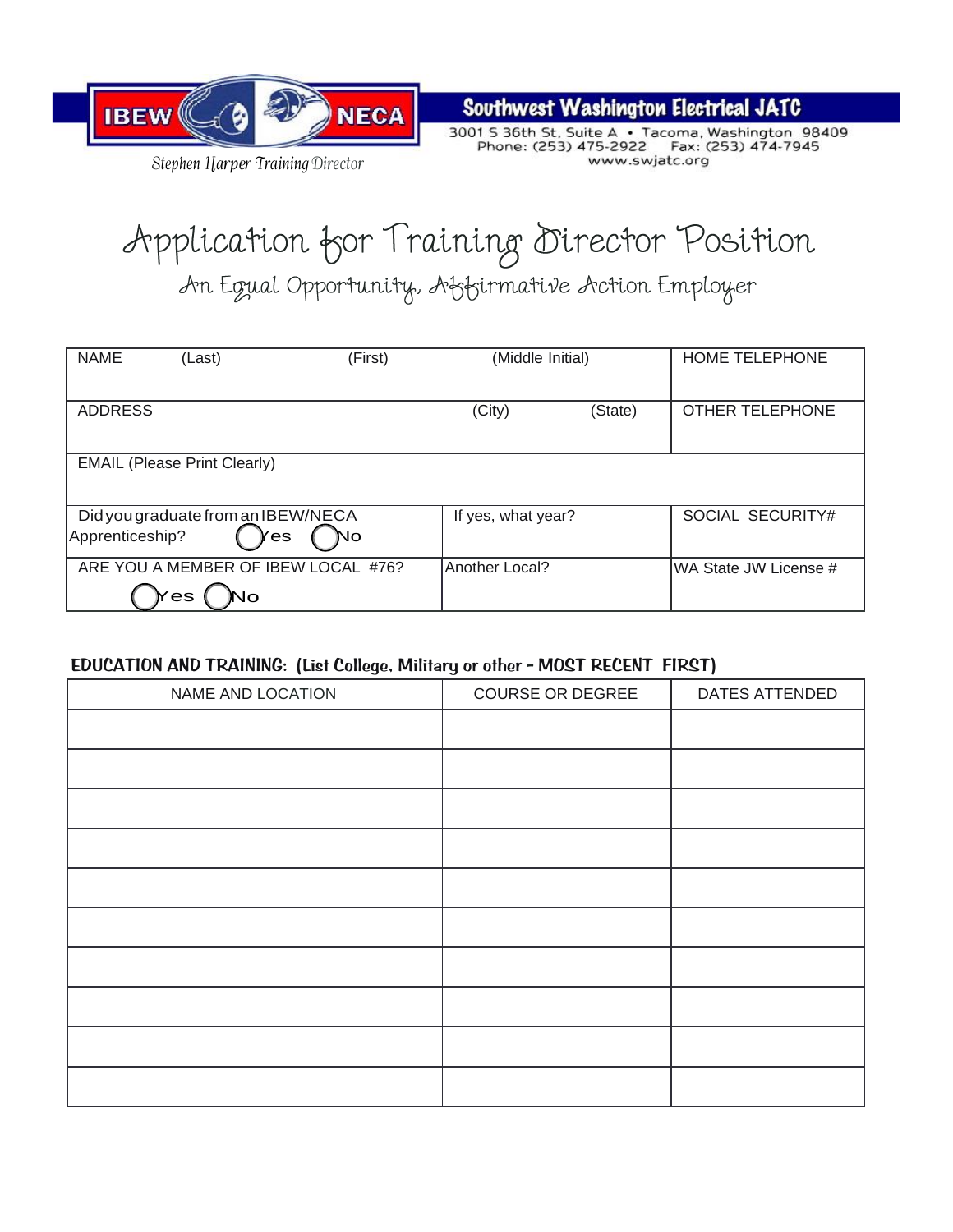IBEW NECA

Stephen Harper Training Director

**Southwest Washington Electrical JATC**

3001 S 36th St, Suite A • Tacoma, Washington 98409
Phone: (253) 475-2922 Fax: (253) 474-7945
www.swjatc.org

# Application for Training Director Position

## An Equal Opportunity, Affirmative Action Employer

| NAME (Last) (First) (Middle Initial) | | HOME TELEPHONE |
|---|---|---|
| ADDRESS (City) (State) | | OTHER TELEPHONE |
| EMAIL (Please Print Clearly) | | |
| Did you graduate from an IBEW/NECA Apprenticeship? ◯ Yes ◯ No | If yes, what year? | SOCIAL SECURITY# |
| ARE YOU A MEMBER OF IBEW LOCAL #76? ◯ Yes ◯ No | Another Local? | WA State JW License # |

**EDUCATION AND TRAINING: (List College, Military or other - MOST RECENT FIRST)**

| NAME AND LOCATION | COURSE OR DEGREE | DATES ATTENDED |
|---|---|---|
| | | |
| | | |
| | | |
| | | |
| | | |
| | | |
| | | |
| | | |
| | | |
| | | |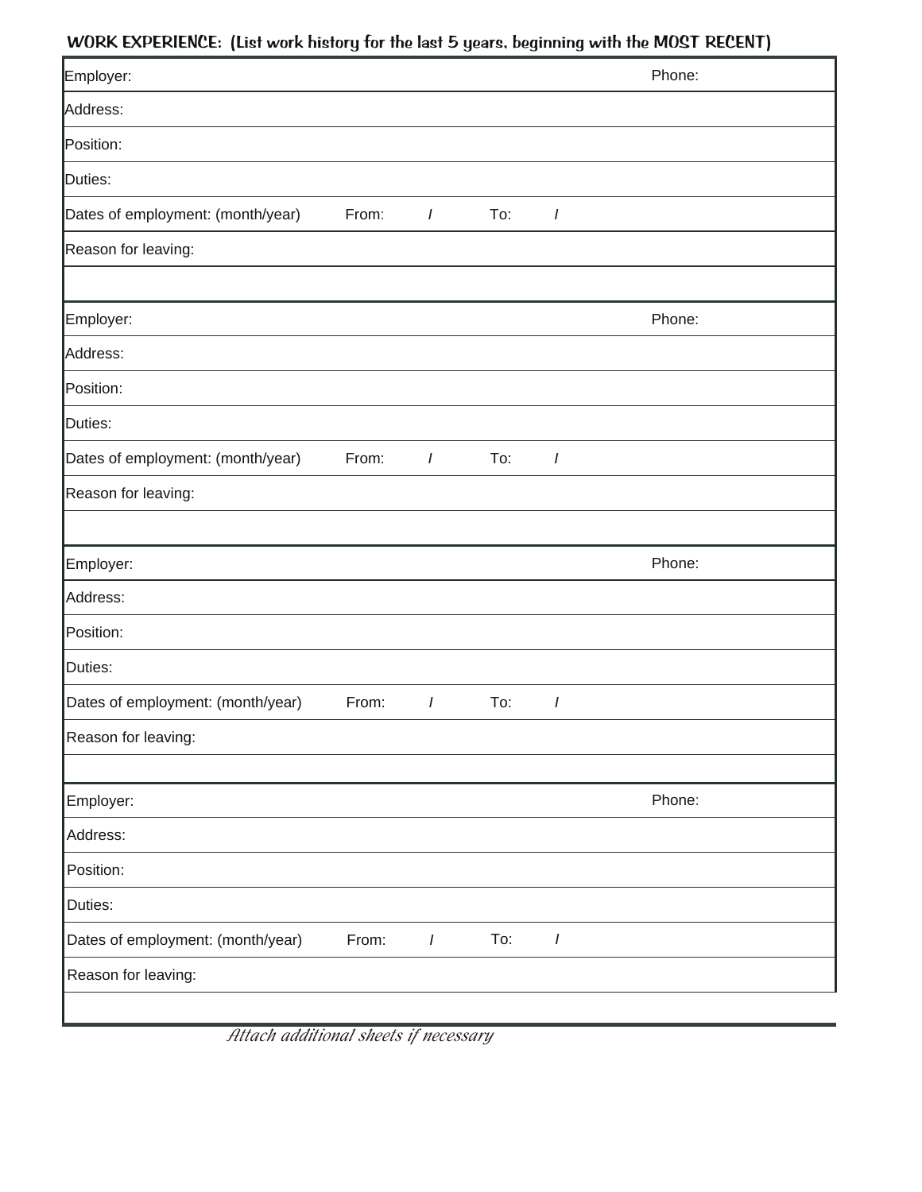**WORK EXPERIENCE: (List work history for the last 5 years, beginning with the MOST RECENT)**

| | | | | | |
|---|---|---|---|---|---|
| Employer: | | | | | Phone: |
| Address: | | | | | |
| Position: | | | | | |
| Duties: | | | | | |
| Dates of employment: (month/year) | From: | / | To: | / | |
| Reason for leaving: | | | | | |
| | | | | | |
| Employer: | | | | | Phone: |
| Address: | | | | | |
| Position: | | | | | |
| Duties: | | | | | |
| Dates of employment: (month/year) | From: | / | To: | / | |
| Reason for leaving: | | | | | |
| | | | | | |
| Employer: | | | | | Phone: |
| Address: | | | | | |
| Position: | | | | | |
| Duties: | | | | | |
| Dates of employment: (month/year) | From: | / | To: | / | |
| Reason for leaving: | | | | | |
| | | | | | |
| Employer: | | | | | Phone: |
| Address: | | | | | |
| Position: | | | | | |
| Duties: | | | | | |
| Dates of employment: (month/year) | From: | / | To: | / | |
| Reason for leaving: | | | | | |
| | | | | | |

*Attach additional sheets if necessary*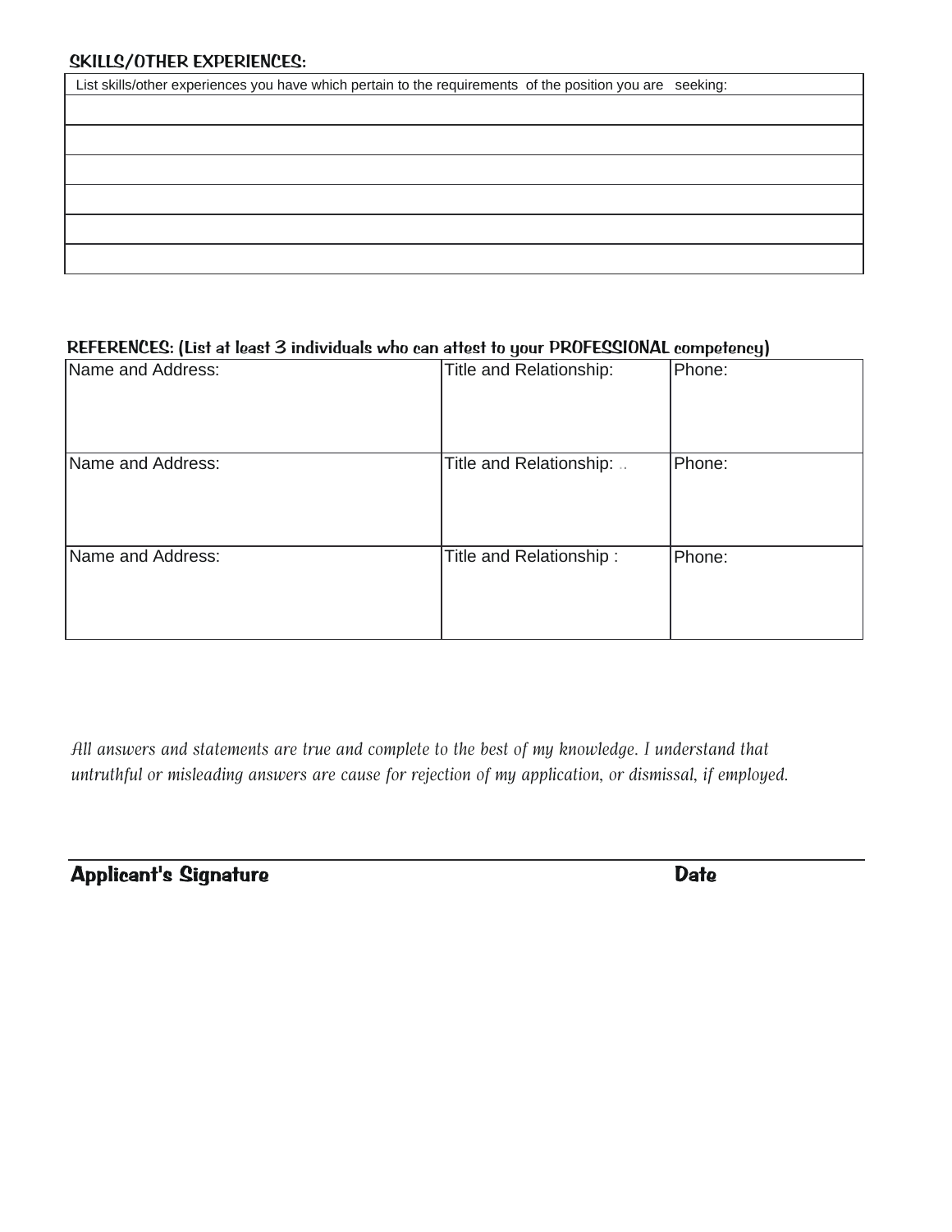## SKILLS/OTHER EXPERIENCES:

| List skills/other experiences you have which pertain to the requirements of the position you are seeking: |
|---|
| |
| |
| |
| |
| |
| |

## REFERENCES: (List at least 3 individuals who can attest to your PROFESSIONAL competency)

| | | |
|---|---|---|
| Name and Address: | Title and Relationship: | Phone: |
| Name and Address: | Title and Relationship: .. | Phone: |
| Name and Address: | Title and Relationship : | Phone: |

*All answers and statements are true and complete to the best of my knowledge. I understand that untruthful or misleading answers are cause for rejection of my application, or dismissal, if employed.*

**Applicant's Signature** **Date**